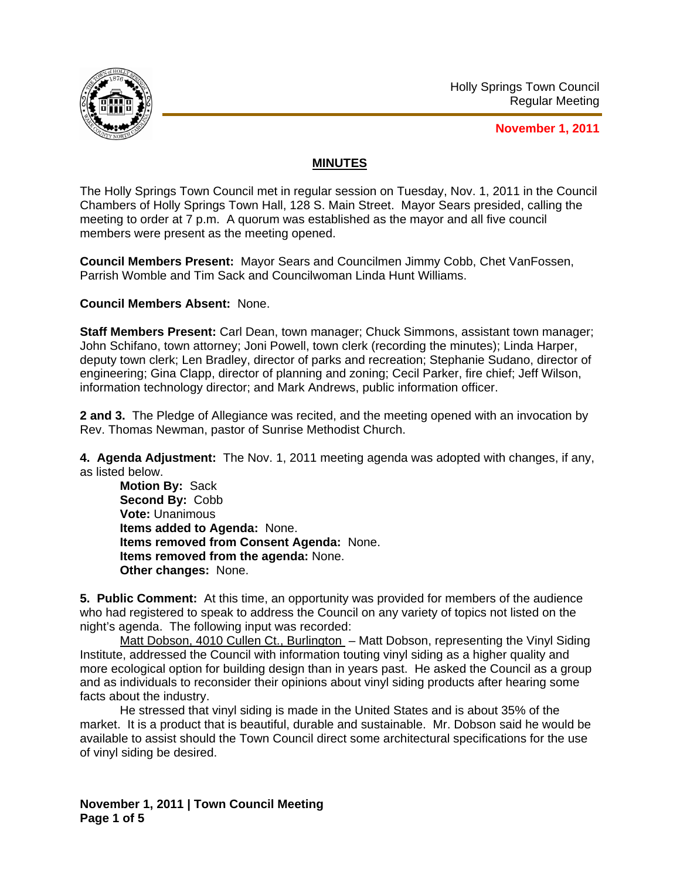Holly Springs Town Council
Regular Meeting

**November 1, 2011**

## MINUTES

The Holly Springs Town Council met in regular session on Tuesday, Nov. 1, 2011 in the Council Chambers of Holly Springs Town Hall, 128 S. Main Street. Mayor Sears presided, calling the meeting to order at 7 p.m. A quorum was established as the mayor and all five council members were present as the meeting opened.

**Council Members Present:** Mayor Sears and Councilmen Jimmy Cobb, Chet VanFossen, Parrish Womble and Tim Sack and Councilwoman Linda Hunt Williams.

**Council Members Absent:** None.

**Staff Members Present:** Carl Dean, town manager; Chuck Simmons, assistant town manager; John Schifano, town attorney; Joni Powell, town clerk (recording the minutes); Linda Harper, deputy town clerk; Len Bradley, director of parks and recreation; Stephanie Sudano, director of engineering; Gina Clapp, director of planning and zoning; Cecil Parker, fire chief; Jeff Wilson, information technology director; and Mark Andrews, public information officer.

**2 and 3.** The Pledge of Allegiance was recited, and the meeting opened with an invocation by Rev. Thomas Newman, pastor of Sunrise Methodist Church.

**4. Agenda Adjustment:** The Nov. 1, 2011 meeting agenda was adopted with changes, if any, as listed below.

**Motion By:** Sack
**Second By:** Cobb
**Vote:** Unanimous
**Items added to Agenda:** None.
**Items removed from Consent Agenda:** None.
**Items removed from the agenda:** None.
**Other changes:** None.

**5. Public Comment:** At this time, an opportunity was provided for members of the audience who had registered to speak to address the Council on any variety of topics not listed on the night's agenda. The following input was recorded:

Matt Dobson, 4010 Cullen Ct., Burlington – Matt Dobson, representing the Vinyl Siding Institute, addressed the Council with information touting vinyl siding as a higher quality and more ecological option for building design than in years past. He asked the Council as a group and as individuals to reconsider their opinions about vinyl siding products after hearing some facts about the industry.

He stressed that vinyl siding is made in the United States and is about 35% of the market. It is a product that is beautiful, durable and sustainable. Mr. Dobson said he would be available to assist should the Town Council direct some architectural specifications for the use of vinyl siding be desired.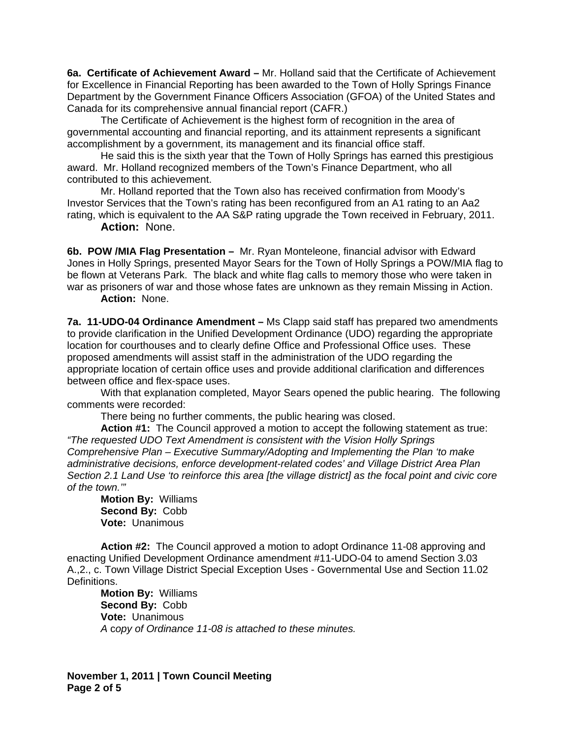**6a. Certificate of Achievement Award –** Mr. Holland said that the Certificate of Achievement for Excellence in Financial Reporting has been awarded to the Town of Holly Springs Finance Department by the Government Finance Officers Association (GFOA) of the United States and Canada for its comprehensive annual financial report (CAFR.)

The Certificate of Achievement is the highest form of recognition in the area of governmental accounting and financial reporting, and its attainment represents a significant accomplishment by a government, its management and its financial office staff.

He said this is the sixth year that the Town of Holly Springs has earned this prestigious award. Mr. Holland recognized members of the Town's Finance Department, who all contributed to this achievement.

Mr. Holland reported that the Town also has received confirmation from Moody's Investor Services that the Town's rating has been reconfigured from an A1 rating to an Aa2 rating, which is equivalent to the AA S&P rating upgrade the Town received in February, 2011.

**Action:** None.

**6b. POW /MIA Flag Presentation –** Mr. Ryan Monteleone, financial advisor with Edward Jones in Holly Springs, presented Mayor Sears for the Town of Holly Springs a POW/MIA flag to be flown at Veterans Park. The black and white flag calls to memory those who were taken in war as prisoners of war and those whose fates are unknown as they remain Missing in Action.

**Action:** None.

**7a. 11-UDO-04 Ordinance Amendment –** Ms Clapp said staff has prepared two amendments to provide clarification in the Unified Development Ordinance (UDO) regarding the appropriate location for courthouses and to clearly define Office and Professional Office uses. These proposed amendments will assist staff in the administration of the UDO regarding the appropriate location of certain office uses and provide additional clarification and differences between office and flex-space uses.

With that explanation completed, Mayor Sears opened the public hearing. The following comments were recorded:

There being no further comments, the public hearing was closed.

**Action #1:** The Council approved a motion to accept the following statement as true: *"The requested UDO Text Amendment is consistent with the Vision Holly Springs Comprehensive Plan – Executive Summary/Adopting and Implementing the Plan 'to make administrative decisions, enforce development-related codes' and Village District Area Plan Section 2.1 Land Use 'to reinforce this area [the village district] as the focal point and civic core of the town.'"*

**Motion By:** Williams
**Second By:** Cobb
**Vote:** Unanimous

**Action #2:** The Council approved a motion to adopt Ordinance 11-08 approving and enacting Unified Development Ordinance amendment #11-UDO-04 to amend Section 3.03 A.,2., c. Town Village District Special Exception Uses - Governmental Use and Section 11.02 Definitions.

**Motion By:** Williams
**Second By:** Cobb
**Vote:** Unanimous
*A copy of Ordinance 11-08 is attached to these minutes.*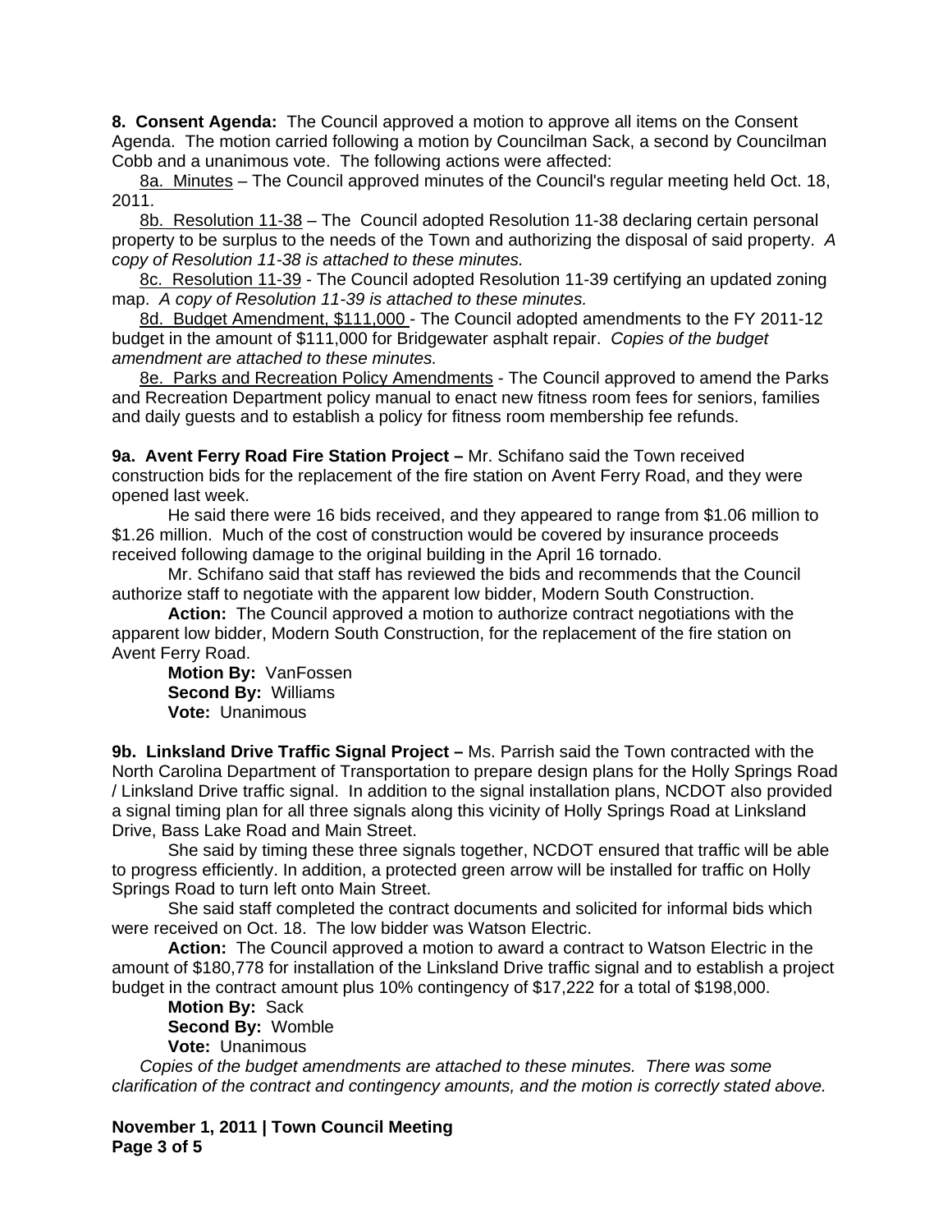**8. Consent Agenda:** The Council approved a motion to approve all items on the Consent Agenda. The motion carried following a motion by Councilman Sack, a second by Councilman Cobb and a unanimous vote. The following actions were affected:

8a. Minutes – The Council approved minutes of the Council's regular meeting held Oct. 18, 2011.

8b. Resolution 11-38 – The Council adopted Resolution 11-38 declaring certain personal property to be surplus to the needs of the Town and authorizing the disposal of said property. *A copy of Resolution 11-38 is attached to these minutes.*

8c. Resolution 11-39 - The Council adopted Resolution 11-39 certifying an updated zoning map. *A copy of Resolution 11-39 is attached to these minutes.*

8d. Budget Amendment, $111,000 - The Council adopted amendments to the FY 2011-12 budget in the amount of $111,000 for Bridgewater asphalt repair. *Copies of the budget amendment are attached to these minutes.*

8e. Parks and Recreation Policy Amendments - The Council approved to amend the Parks and Recreation Department policy manual to enact new fitness room fees for seniors, families and daily guests and to establish a policy for fitness room membership fee refunds.

**9a. Avent Ferry Road Fire Station Project –** Mr. Schifano said the Town received construction bids for the replacement of the fire station on Avent Ferry Road, and they were opened last week.

He said there were 16 bids received, and they appeared to range from $1.06 million to $1.26 million. Much of the cost of construction would be covered by insurance proceeds received following damage to the original building in the April 16 tornado.

Mr. Schifano said that staff has reviewed the bids and recommends that the Council authorize staff to negotiate with the apparent low bidder, Modern South Construction.

**Action:** The Council approved a motion to authorize contract negotiations with the apparent low bidder, Modern South Construction, for the replacement of the fire station on Avent Ferry Road.

**Motion By:** VanFossen
**Second By:** Williams
**Vote:** Unanimous

**9b. Linksland Drive Traffic Signal Project –** Ms. Parrish said the Town contracted with the North Carolina Department of Transportation to prepare design plans for the Holly Springs Road / Linksland Drive traffic signal. In addition to the signal installation plans, NCDOT also provided a signal timing plan for all three signals along this vicinity of Holly Springs Road at Linksland Drive, Bass Lake Road and Main Street.

She said by timing these three signals together, NCDOT ensured that traffic will be able to progress efficiently. In addition, a protected green arrow will be installed for traffic on Holly Springs Road to turn left onto Main Street.

She said staff completed the contract documents and solicited for informal bids which were received on Oct. 18. The low bidder was Watson Electric.

**Action:** The Council approved a motion to award a contract to Watson Electric in the amount of $180,778 for installation of the Linksland Drive traffic signal and to establish a project budget in the contract amount plus 10% contingency of $17,222 for a total of $198,000.

**Motion By:** Sack
**Second By:** Womble
**Vote:** Unanimous

*Copies of the budget amendments are attached to these minutes. There was some clarification of the contract and contingency amounts, and the motion is correctly stated above.*

**November 1, 2011 | Town Council Meeting**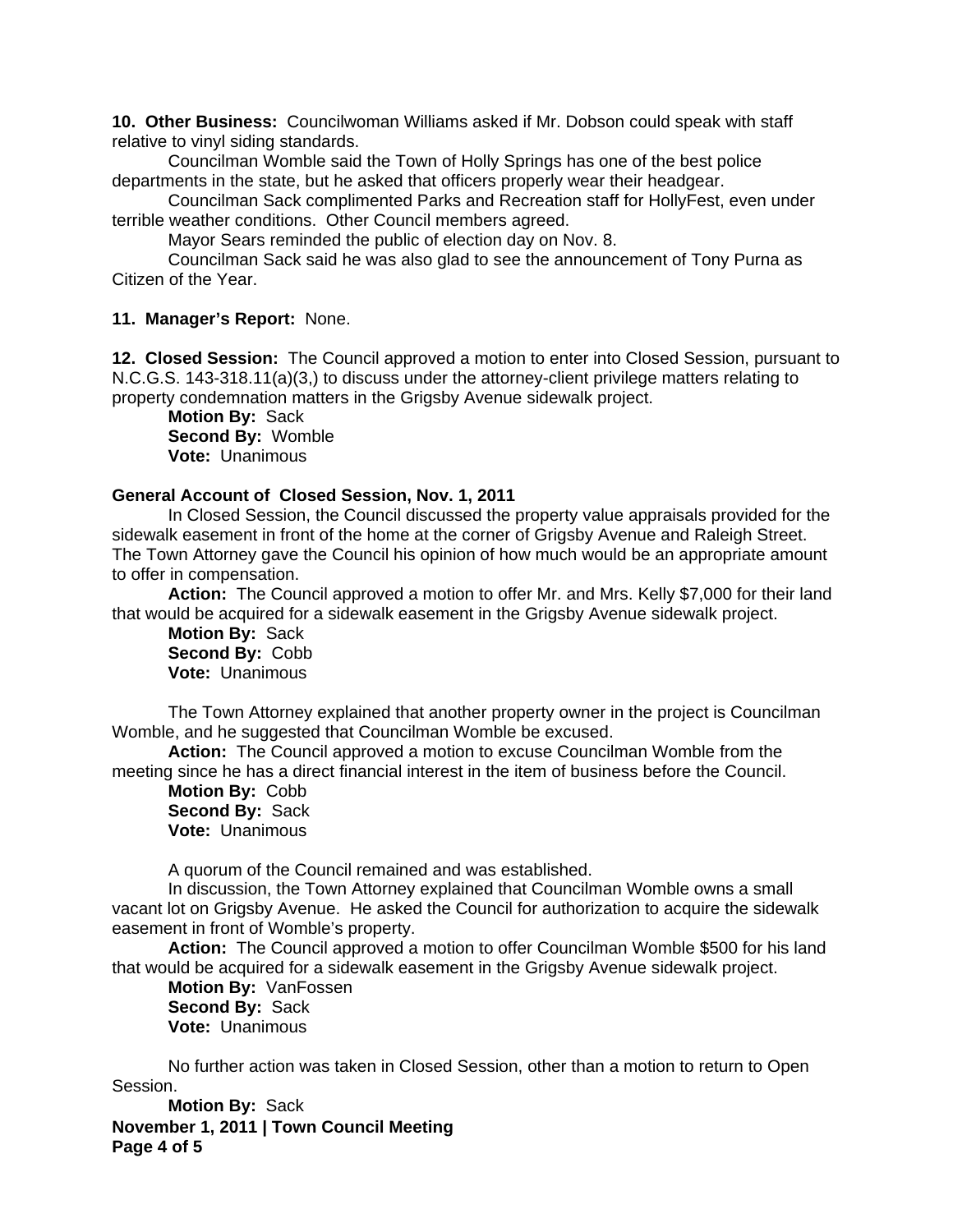**10. Other Business:** Councilwoman Williams asked if Mr. Dobson could speak with staff relative to vinyl siding standards.

Councilman Womble said the Town of Holly Springs has one of the best police departments in the state, but he asked that officers properly wear their headgear.

Councilman Sack complimented Parks and Recreation staff for HollyFest, even under terrible weather conditions. Other Council members agreed.

Mayor Sears reminded the public of election day on Nov. 8.

Councilman Sack said he was also glad to see the announcement of Tony Purna as Citizen of the Year.

**11. Manager's Report:** None.

**12. Closed Session:** The Council approved a motion to enter into Closed Session, pursuant to N.C.G.S. 143-318.11(a)(3,) to discuss under the attorney-client privilege matters relating to property condemnation matters in the Grigsby Avenue sidewalk project.

**Motion By:** Sack
**Second By:** Womble
**Vote:** Unanimous

**General Account of Closed Session, Nov. 1, 2011**

In Closed Session, the Council discussed the property value appraisals provided for the sidewalk easement in front of the home at the corner of Grigsby Avenue and Raleigh Street. The Town Attorney gave the Council his opinion of how much would be an appropriate amount to offer in compensation.

**Action:** The Council approved a motion to offer Mr. and Mrs. Kelly $7,000 for their land that would be acquired for a sidewalk easement in the Grigsby Avenue sidewalk project.

**Motion By:** Sack
**Second By:** Cobb
**Vote:** Unanimous

The Town Attorney explained that another property owner in the project is Councilman Womble, and he suggested that Councilman Womble be excused.

**Action:** The Council approved a motion to excuse Councilman Womble from the meeting since he has a direct financial interest in the item of business before the Council.

**Motion By:** Cobb
**Second By:** Sack
**Vote:** Unanimous

A quorum of the Council remained and was established.

In discussion, the Town Attorney explained that Councilman Womble owns a small vacant lot on Grigsby Avenue. He asked the Council for authorization to acquire the sidewalk easement in front of Womble's property.

**Action:** The Council approved a motion to offer Councilman Womble $500 for his land that would be acquired for a sidewalk easement in the Grigsby Avenue sidewalk project.

**Motion By:** VanFossen
**Second By:** Sack
**Vote:** Unanimous

No further action was taken in Closed Session, other than a motion to return to Open Session.

**Motion By:** Sack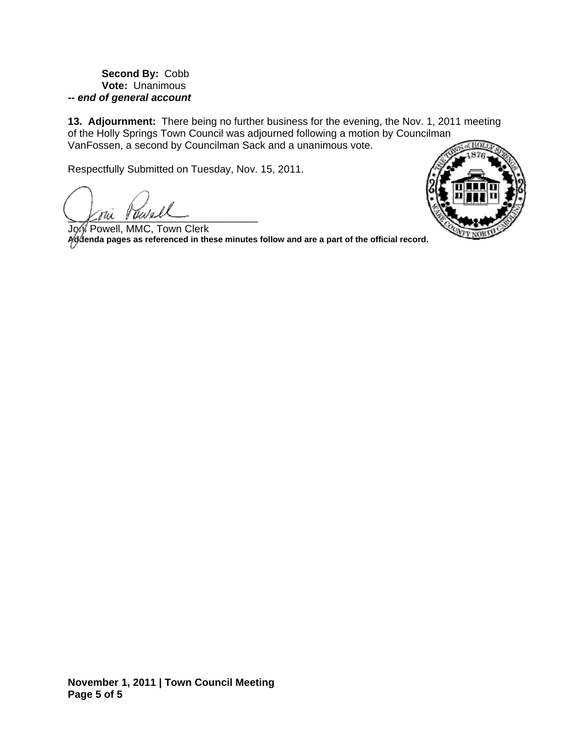**Second By:** Cobb
**Vote:** Unanimous
***-- end of general account***

**13. Adjournment:** There being no further business for the evening, the Nov. 1, 2011 meeting of the Holly Springs Town Council was adjourned following a motion by Councilman VanFossen, a second by Councilman Sack and a unanimous vote.

Respectfully Submitted on Tuesday, Nov. 15, 2011.

\_\_\_\_\_\_\_\_\_\_\_\_\_\_\_\_\_\_\_\_\_\_\_\_\_\_\_\_\_\_\_\_
Joni Powell, MMC, Town Clerk
**Addenda pages as referenced in these minutes follow and are a part of the official record.**